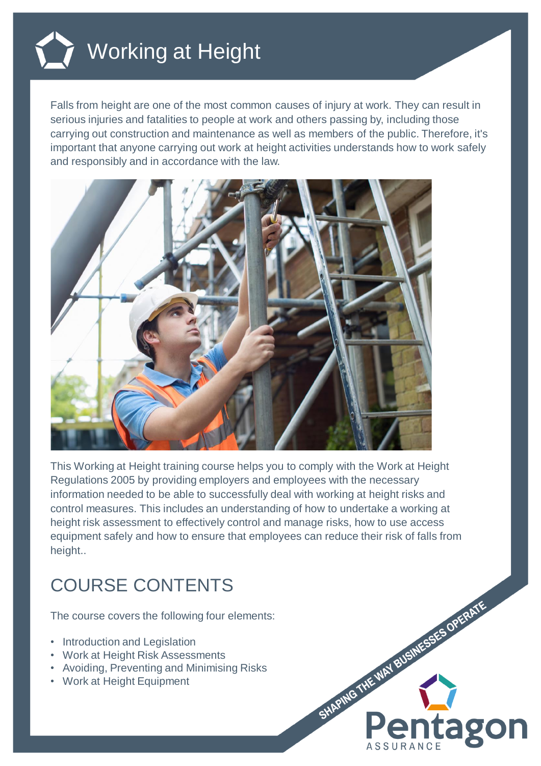# Working at Height

Falls from height are one of the most common causes of injury at work. They can result in serious injuries and fatalities to people at work and others passing by, including those carrying out construction and maintenance as well as members of the public. Therefore, it's important that anyone carrying out work at height activities understands how to work safely and responsibly and in accordance with the law.

This Working at Height training course helps you to comply with the Work at Height Regulations 2005 by providing employers and employees with the necessary information needed to be able to successfully deal with working at height risks and control measures. This includes an understanding of how to undertake a working at height risk assessment to effectively control and manage risks, how to use access equipment safely and how to ensure that employees can reduce their risk of falls from height..

## COURSE CONTENTS

The course covers the following four elements:

- Introduction and Legislation
- Work at Height Risk Assessments
- Avoiding, Preventing and Minimising Risks
- Work at Height Equipment

SHAPING THE WAY BUSINESSES OPERATE

Pentagon ASSURANCE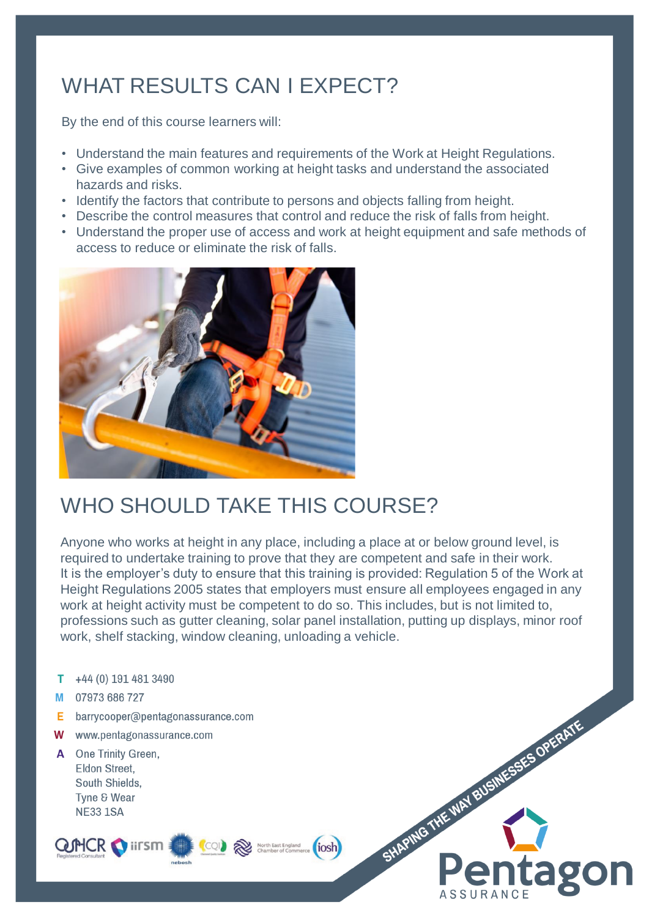# WHAT RESULTS CAN I EXPECT?

By the end of this course learners will:

- Understand the main features and requirements of the Work at Height Regulations.
- Give examples of common working at height tasks and understand the associated hazards and risks.
- Identify the factors that contribute to persons and objects falling from height.
- Describe the control measures that control and reduce the risk of falls from height.
- Understand the proper use of access and work at height equipment and safe methods of access to reduce or eliminate the risk of falls.

# WHO SHOULD TAKE THIS COURSE?

Anyone who works at height in any place, including a place at or below ground level, is required to undertake training to prove that they are competent and safe in their work. It is the employer's duty to ensure that this training is provided: Regulation 5 of the Work at Height Regulations 2005 states that employers must ensure all employees engaged in any work at height activity must be competent to do so. This includes, but is not limited to, professions such as gutter cleaning, solar panel installation, putting up displays, minor roof work, shelf stacking, window cleaning, unloading a vehicle.

**T** +44 (0) 191 481 3490

**M** 07973 686 727

**E** barrycooper@pentagonassurance.com

**W** www.pentagonassurance.com

**A** One Trinity Green,
Eldon Street,
South Shields,
Tyne & Wear
NE33 1SA

SHAPING THE WAY BUSINESSES OPERATE

Pentagon ASSURANCE